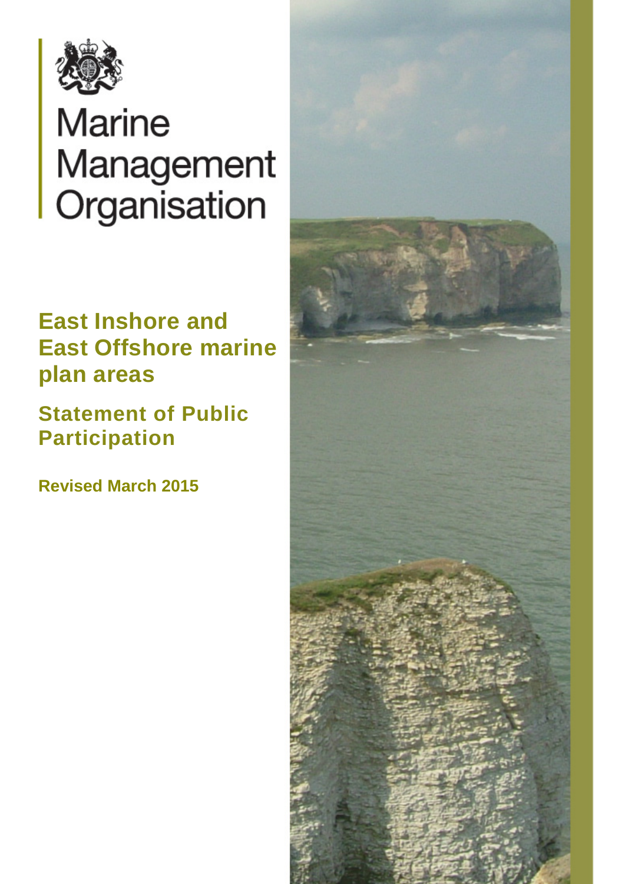Marine Management Organisation

# East Inshore and East Offshore marine plan areas

## Statement of Public Participation

**Revised March 2015**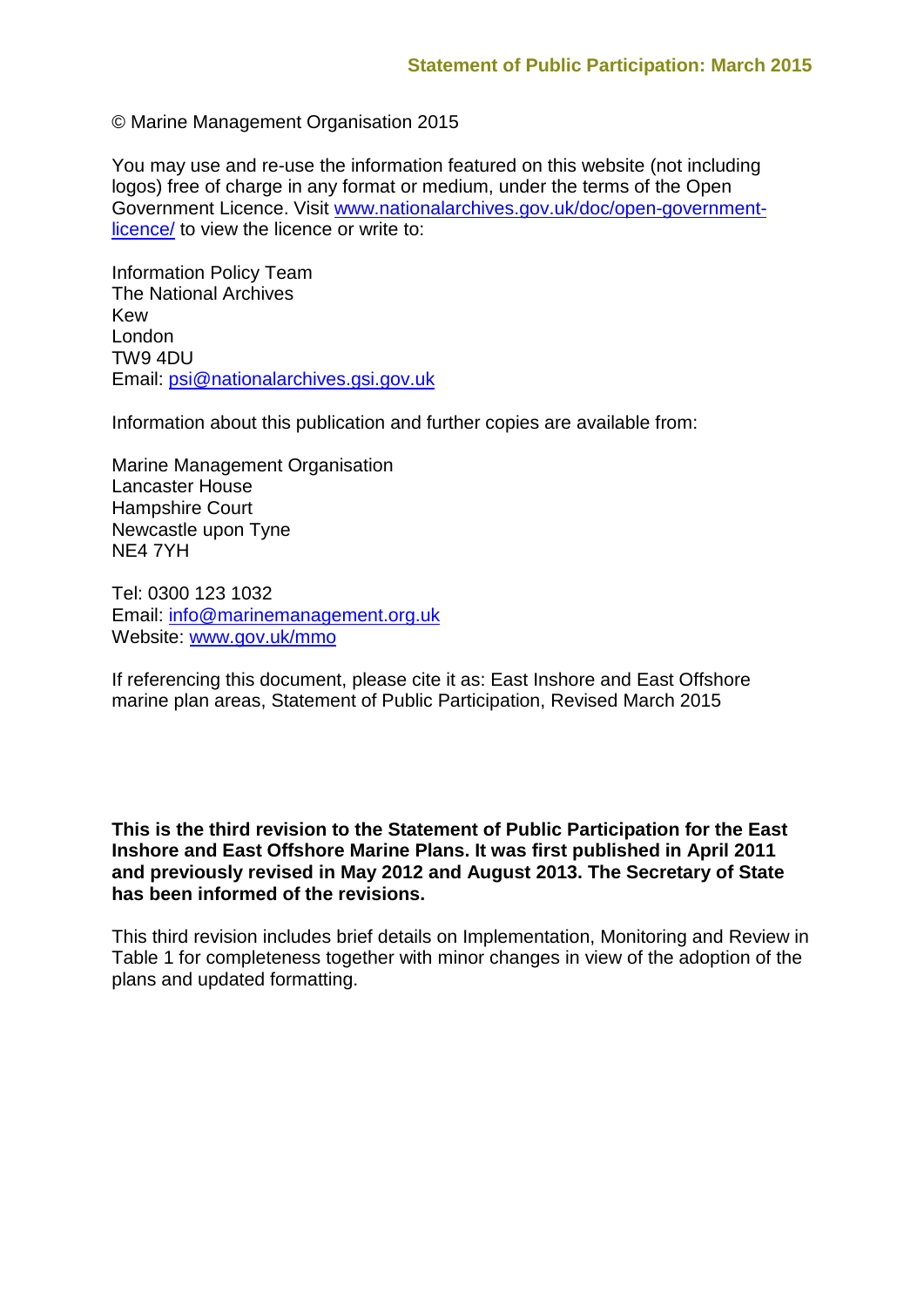© Marine Management Organisation 2015

You may use and re-use the information featured on this website (not including logos) free of charge in any format or medium, under the terms of the Open Government Licence. Visit [www.nationalarchives.gov.uk/doc/open-government-licence/](www.nationalarchives.gov.uk/doc/open-government-licence/) to view the licence or write to:

Information Policy Team
The National Archives
Kew
London
TW9 4DU
Email: psi@nationalarchives.gsi.gov.uk

Information about this publication and further copies are available from:

Marine Management Organisation
Lancaster House
Hampshire Court
Newcastle upon Tyne
NE4 7YH

Tel: 0300 123 1032
Email: info@marinemanagement.org.uk
Website: www.gov.uk/mmo

If referencing this document, please cite it as: East Inshore and East Offshore marine plan areas, Statement of Public Participation, Revised March 2015

**This is the third revision to the Statement of Public Participation for the East Inshore and East Offshore Marine Plans. It was first published in April 2011 and previously revised in May 2012 and August 2013. The Secretary of State has been informed of the revisions.**

This third revision includes brief details on Implementation, Monitoring and Review in Table 1 for completeness together with minor changes in view of the adoption of the plans and updated formatting.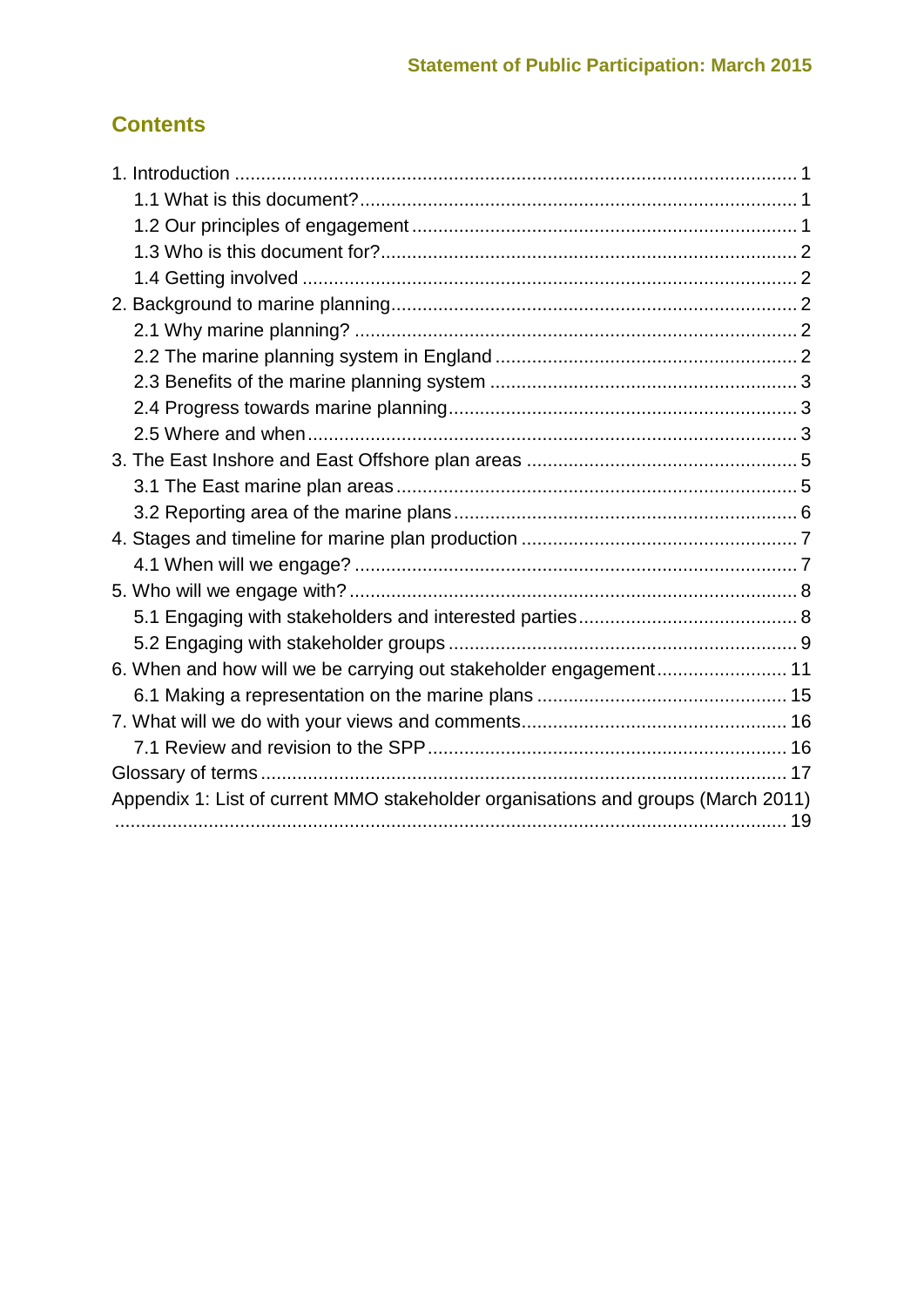## Contents

- 1. Introduction ... 1
  - 1.1 What is this document? ... 1
  - 1.2 Our principles of engagement ... 1
  - 1.3 Who is this document for? ... 2
  - 1.4 Getting involved ... 2
- 2. Background to marine planning ... 2
  - 2.1 Why marine planning? ... 2
  - 2.2 The marine planning system in England ... 2
  - 2.3 Benefits of the marine planning system ... 3
  - 2.4 Progress towards marine planning ... 3
  - 2.5 Where and when ... 3
- 3. The East Inshore and East Offshore plan areas ... 5
  - 3.1 The East marine plan areas ... 5
  - 3.2 Reporting area of the marine plans ... 6
- 4. Stages and timeline for marine plan production ... 7
  - 4.1 When will we engage? ... 7
- 5. Who will we engage with? ... 8
  - 5.1 Engaging with stakeholders and interested parties ... 8
  - 5.2 Engaging with stakeholder groups ... 9
- 6. When and how will we be carrying out stakeholder engagement ... 11
  - 6.1 Making a representation on the marine plans ... 15
- 7. What will we do with your views and comments ... 16
  - 7.1 Review and revision to the SPP ... 16
- Glossary of terms ... 17
- Appendix 1: List of current MMO stakeholder organisations and groups (March 2011) ... 19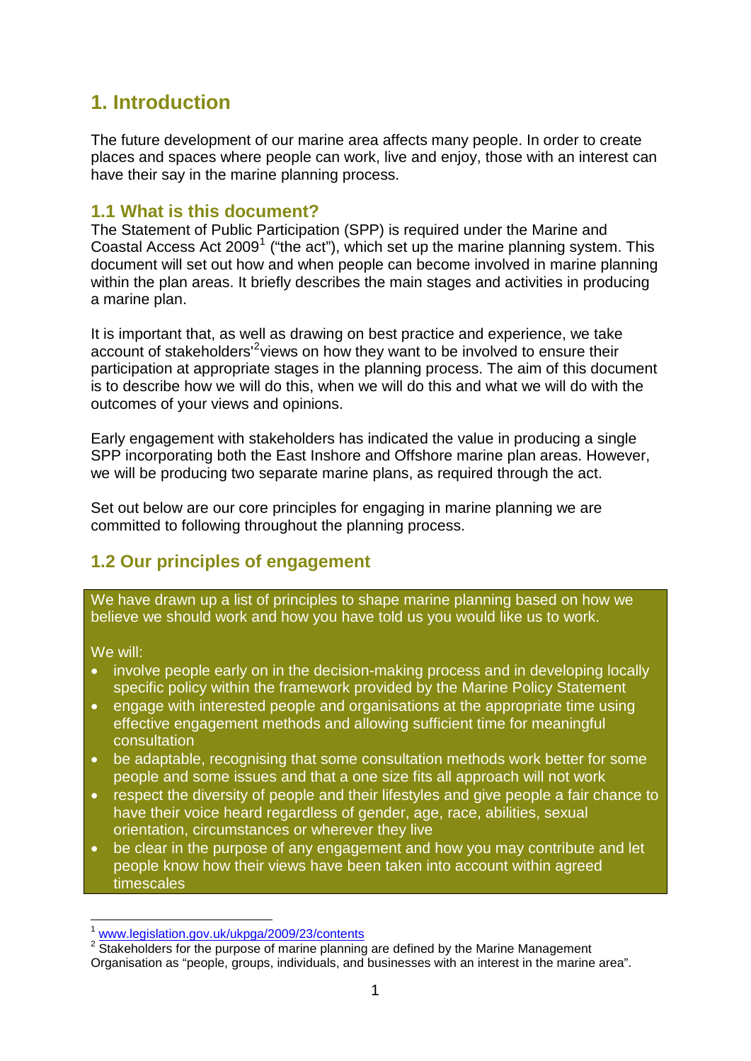# 1. Introduction

The future development of our marine area affects many people. In order to create places and spaces where people can work, live and enjoy, those with an interest can have their say in the marine planning process.

## 1.1 What is this document?

The Statement of Public Participation (SPP) is required under the Marine and Coastal Access Act 2009[1] ("the act"), which set up the marine planning system. This document will set out how and when people can become involved in marine planning within the plan areas. It briefly describes the main stages and activities in producing a marine plan.

It is important that, as well as drawing on best practice and experience, we take account of stakeholders'[2]views on how they want to be involved to ensure their participation at appropriate stages in the planning process. The aim of this document is to describe how we will do this, when we will do this and what we will do with the outcomes of your views and opinions.

Early engagement with stakeholders has indicated the value in producing a single SPP incorporating both the East Inshore and Offshore marine plan areas. However, we will be producing two separate marine plans, as required through the act.

Set out below are our core principles for engaging in marine planning we are committed to following throughout the planning process.

## 1.2 Our principles of engagement

We have drawn up a list of principles to shape marine planning based on how we believe we should work and how you have told us you would like us to work.

We will:

- involve people early on in the decision-making process and in developing locally specific policy within the framework provided by the Marine Policy Statement
- engage with interested people and organisations at the appropriate time using effective engagement methods and allowing sufficient time for meaningful consultation
- be adaptable, recognising that some consultation methods work better for some people and some issues and that a one size fits all approach will not work
- respect the diversity of people and their lifestyles and give people a fair chance to have their voice heard regardless of gender, age, race, abilities, sexual orientation, circumstances or wherever they live
- be clear in the purpose of any engagement and how you may contribute and let people know how their views have been taken into account within agreed timescales

---

[1] www.legislation.gov.uk/ukpga/2009/23/contents

[2] Stakeholders for the purpose of marine planning are defined by the Marine Management Organisation as "people, groups, individuals, and businesses with an interest in the marine area".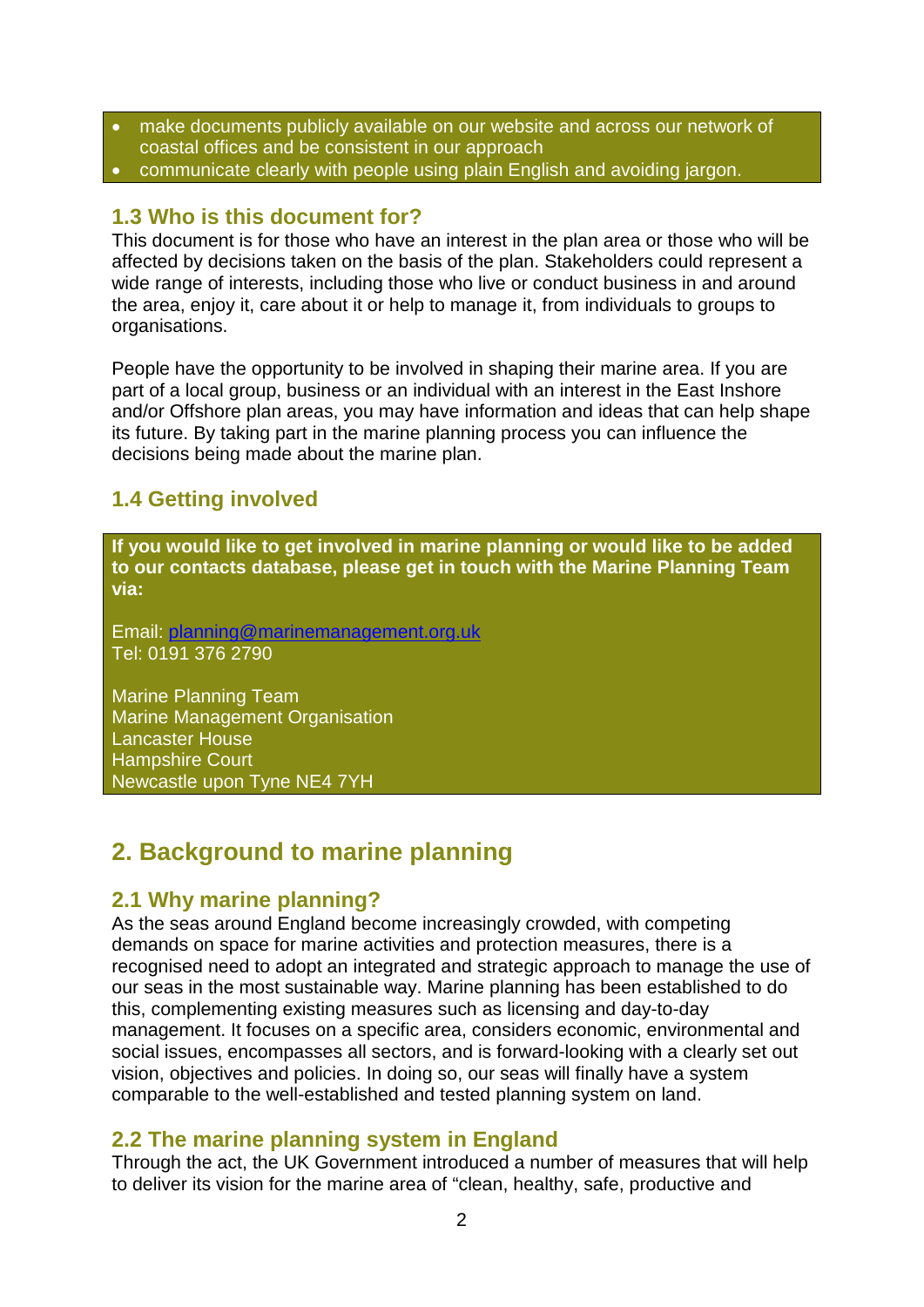- make documents publicly available on our website and across our network of coastal offices and be consistent in our approach
- communicate clearly with people using plain English and avoiding jargon.

### 1.3 Who is this document for?

This document is for those who have an interest in the plan area or those who will be affected by decisions taken on the basis of the plan. Stakeholders could represent a wide range of interests, including those who live or conduct business in and around the area, enjoy it, care about it or help to manage it, from individuals to groups to organisations.

People have the opportunity to be involved in shaping their marine area. If you are part of a local group, business or an individual with an interest in the East Inshore and/or Offshore plan areas, you may have information and ideas that can help shape its future. By taking part in the marine planning process you can influence the decisions being made about the marine plan.

### 1.4 Getting involved

**If you would like to get involved in marine planning or would like to be added to our contacts database, please get in touch with the Marine Planning Team via:**

Email: planning@marinemanagement.org.uk
Tel: 0191 376 2790

Marine Planning Team
Marine Management Organisation
Lancaster House
Hampshire Court
Newcastle upon Tyne NE4 7YH

## 2. Background to marine planning

### 2.1 Why marine planning?

As the seas around England become increasingly crowded, with competing demands on space for marine activities and protection measures, there is a recognised need to adopt an integrated and strategic approach to manage the use of our seas in the most sustainable way. Marine planning has been established to do this, complementing existing measures such as licensing and day-to-day management. It focuses on a specific area, considers economic, environmental and social issues, encompasses all sectors, and is forward-looking with a clearly set out vision, objectives and policies. In doing so, our seas will finally have a system comparable to the well-established and tested planning system on land.

### 2.2 The marine planning system in England

Through the act, the UK Government introduced a number of measures that will help to deliver its vision for the marine area of "clean, healthy, safe, productive and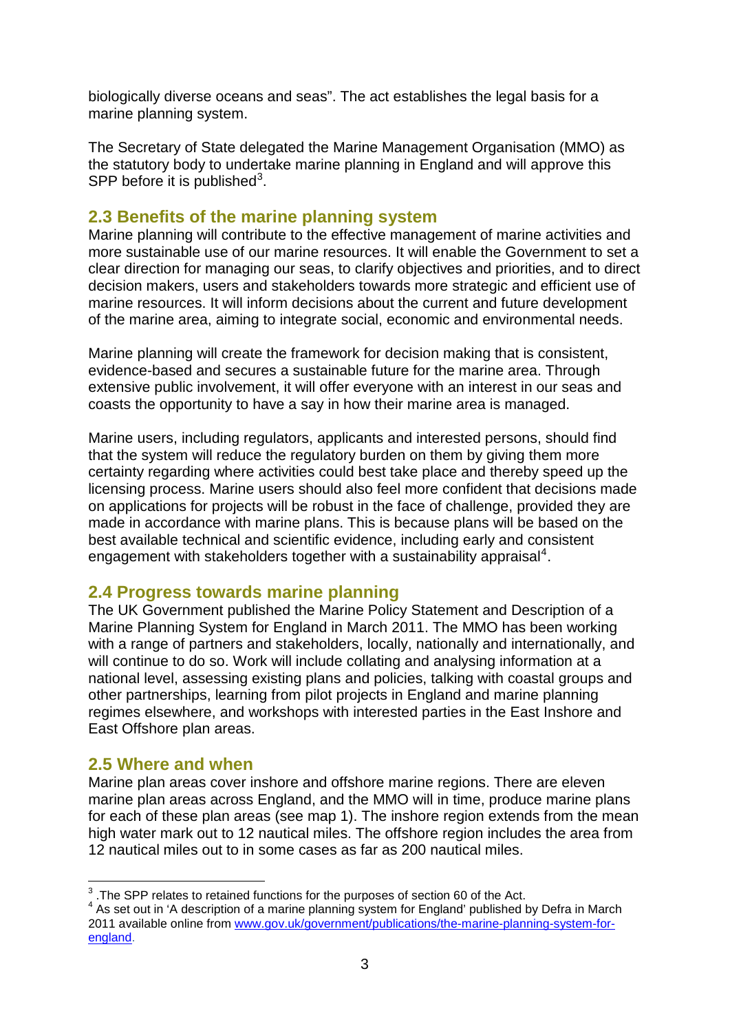biologically diverse oceans and seas". The act establishes the legal basis for a marine planning system.

The Secretary of State delegated the Marine Management Organisation (MMO) as the statutory body to undertake marine planning in England and will approve this SPP before it is published[3].

## 2.3 Benefits of the marine planning system

Marine planning will contribute to the effective management of marine activities and more sustainable use of our marine resources. It will enable the Government to set a clear direction for managing our seas, to clarify objectives and priorities, and to direct decision makers, users and stakeholders towards more strategic and efficient use of marine resources. It will inform decisions about the current and future development of the marine area, aiming to integrate social, economic and environmental needs.

Marine planning will create the framework for decision making that is consistent, evidence-based and secures a sustainable future for the marine area. Through extensive public involvement, it will offer everyone with an interest in our seas and coasts the opportunity to have a say in how their marine area is managed.

Marine users, including regulators, applicants and interested persons, should find that the system will reduce the regulatory burden on them by giving them more certainty regarding where activities could best take place and thereby speed up the licensing process. Marine users should also feel more confident that decisions made on applications for projects will be robust in the face of challenge, provided they are made in accordance with marine plans. This is because plans will be based on the best available technical and scientific evidence, including early and consistent engagement with stakeholders together with a sustainability appraisal[4].

## 2.4 Progress towards marine planning

The UK Government published the Marine Policy Statement and Description of a Marine Planning System for England in March 2011. The MMO has been working with a range of partners and stakeholders, locally, nationally and internationally, and will continue to do so. Work will include collating and analysing information at a national level, assessing existing plans and policies, talking with coastal groups and other partnerships, learning from pilot projects in England and marine planning regimes elsewhere, and workshops with interested parties in the East Inshore and East Offshore plan areas.

## 2.5 Where and when

Marine plan areas cover inshore and offshore marine regions. There are eleven marine plan areas across England, and the MMO will in time, produce marine plans for each of these plan areas (see map 1). The inshore region extends from the mean high water mark out to 12 nautical miles. The offshore region includes the area from 12 nautical miles out to in some cases as far as 200 nautical miles.

---

[3] .The SPP relates to retained functions for the purposes of section 60 of the Act.

[4] As set out in 'A description of a marine planning system for England' published by Defra in March 2011 available online from [www.gov.uk/government/publications/the-marine-planning-system-for-england](www.gov.uk/government/publications/the-marine-planning-system-for-england).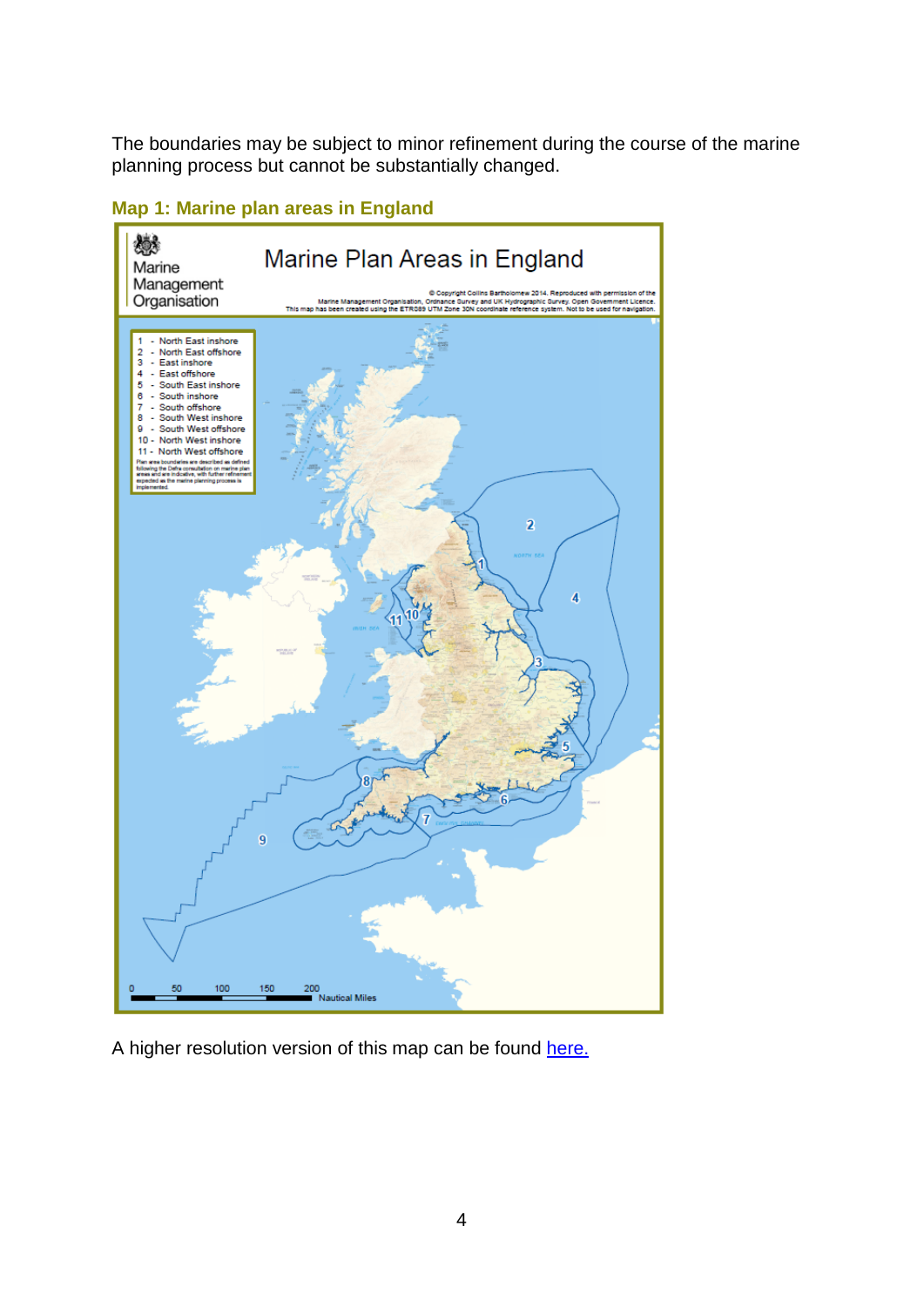The boundaries may be subject to minor refinement during the course of the marine planning process but cannot be substantially changed.

**Map 1: Marine plan areas in England**

Marine Management Organisation

Marine Plan Areas in England

© Copyright Collins Bartholomew 2014. Reproduced with permission of the Marine Management Organisation, Ordnance Survey and UK Hydrographic Survey. Open Government Licence. This map has been created using the ETRS89 UTM Zone 30N coordinate reference system. Not to be used for navigation.

1 - North East inshore
2 - North East offshore
3 - East inshore
4 - East offshore
5 - South East inshore
6 - South inshore
7 - South offshore
8 - South West inshore
9 - South West offshore
10 - North West inshore
11 - North West offshore

Plan area boundaries are described as defined following the Defra consultation on marine plan areas and are indicative, with further refinement expected as the marine planning process is implemented.

0 50 100 150 200 Nautical Miles

A higher resolution version of this map can be found [here.](here.)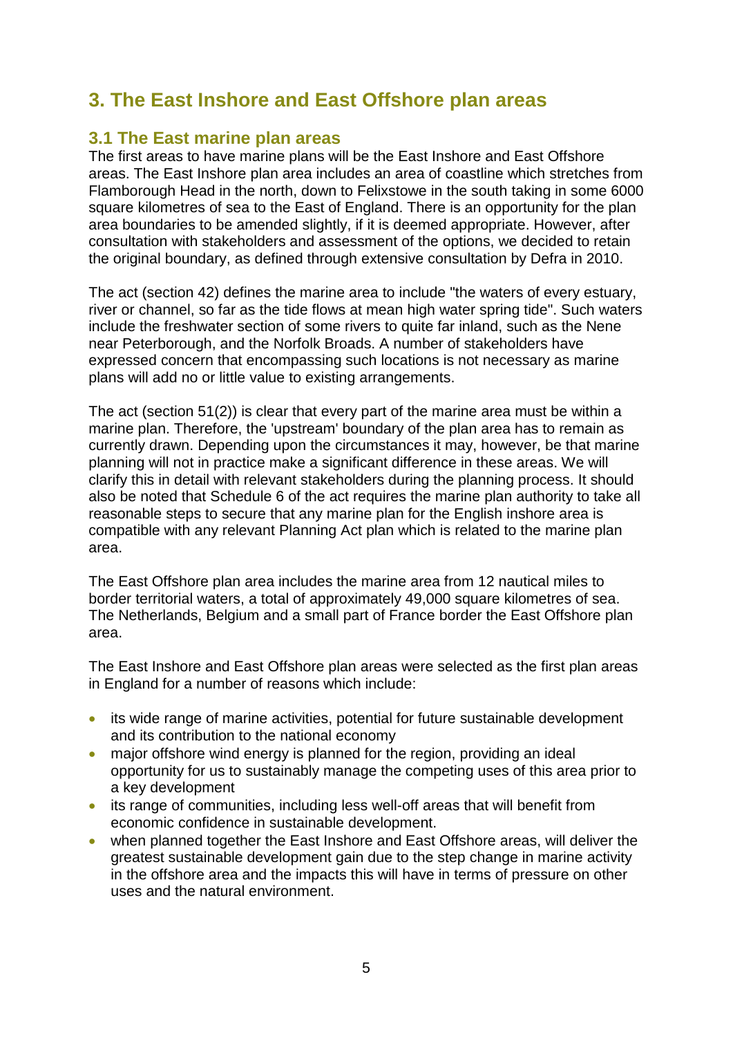# 3. The East Inshore and East Offshore plan areas

## 3.1 The East marine plan areas

The first areas to have marine plans will be the East Inshore and East Offshore areas. The East Inshore plan area includes an area of coastline which stretches from Flamborough Head in the north, down to Felixstowe in the south taking in some 6000 square kilometres of sea to the East of England. There is an opportunity for the plan area boundaries to be amended slightly, if it is deemed appropriate. However, after consultation with stakeholders and assessment of the options, we decided to retain the original boundary, as defined through extensive consultation by Defra in 2010.

The act (section 42) defines the marine area to include "the waters of every estuary, river or channel, so far as the tide flows at mean high water spring tide". Such waters include the freshwater section of some rivers to quite far inland, such as the Nene near Peterborough, and the Norfolk Broads. A number of stakeholders have expressed concern that encompassing such locations is not necessary as marine plans will add no or little value to existing arrangements.

The act (section 51(2)) is clear that every part of the marine area must be within a marine plan. Therefore, the 'upstream' boundary of the plan area has to remain as currently drawn. Depending upon the circumstances it may, however, be that marine planning will not in practice make a significant difference in these areas. We will clarify this in detail with relevant stakeholders during the planning process. It should also be noted that Schedule 6 of the act requires the marine plan authority to take all reasonable steps to secure that any marine plan for the English inshore area is compatible with any relevant Planning Act plan which is related to the marine plan area.

The East Offshore plan area includes the marine area from 12 nautical miles to border territorial waters, a total of approximately 49,000 square kilometres of sea. The Netherlands, Belgium and a small part of France border the East Offshore plan area.

The East Inshore and East Offshore plan areas were selected as the first plan areas in England for a number of reasons which include:

- its wide range of marine activities, potential for future sustainable development and its contribution to the national economy
- major offshore wind energy is planned for the region, providing an ideal opportunity for us to sustainably manage the competing uses of this area prior to a key development
- its range of communities, including less well-off areas that will benefit from economic confidence in sustainable development.
- when planned together the East Inshore and East Offshore areas, will deliver the greatest sustainable development gain due to the step change in marine activity in the offshore area and the impacts this will have in terms of pressure on other uses and the natural environment.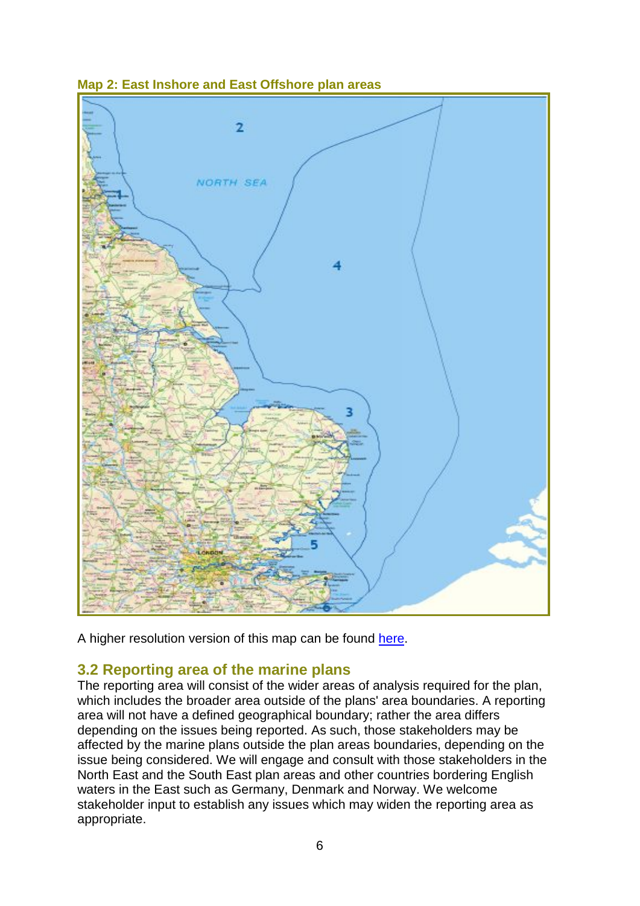**Map 2: East Inshore and East Offshore plan areas**

A higher resolution version of this map can be found [here](#).

## 3.2 Reporting area of the marine plans

The reporting area will consist of the wider areas of analysis required for the plan, which includes the broader area outside of the plans' area boundaries. A reporting area will not have a defined geographical boundary; rather the area differs depending on the issues being reported. As such, those stakeholders may be affected by the marine plans outside the plan areas boundaries, depending on the issue being considered. We will engage and consult with those stakeholders in the North East and the South East plan areas and other countries bordering English waters in the East such as Germany, Denmark and Norway. We welcome stakeholder input to establish any issues which may widen the reporting area as appropriate.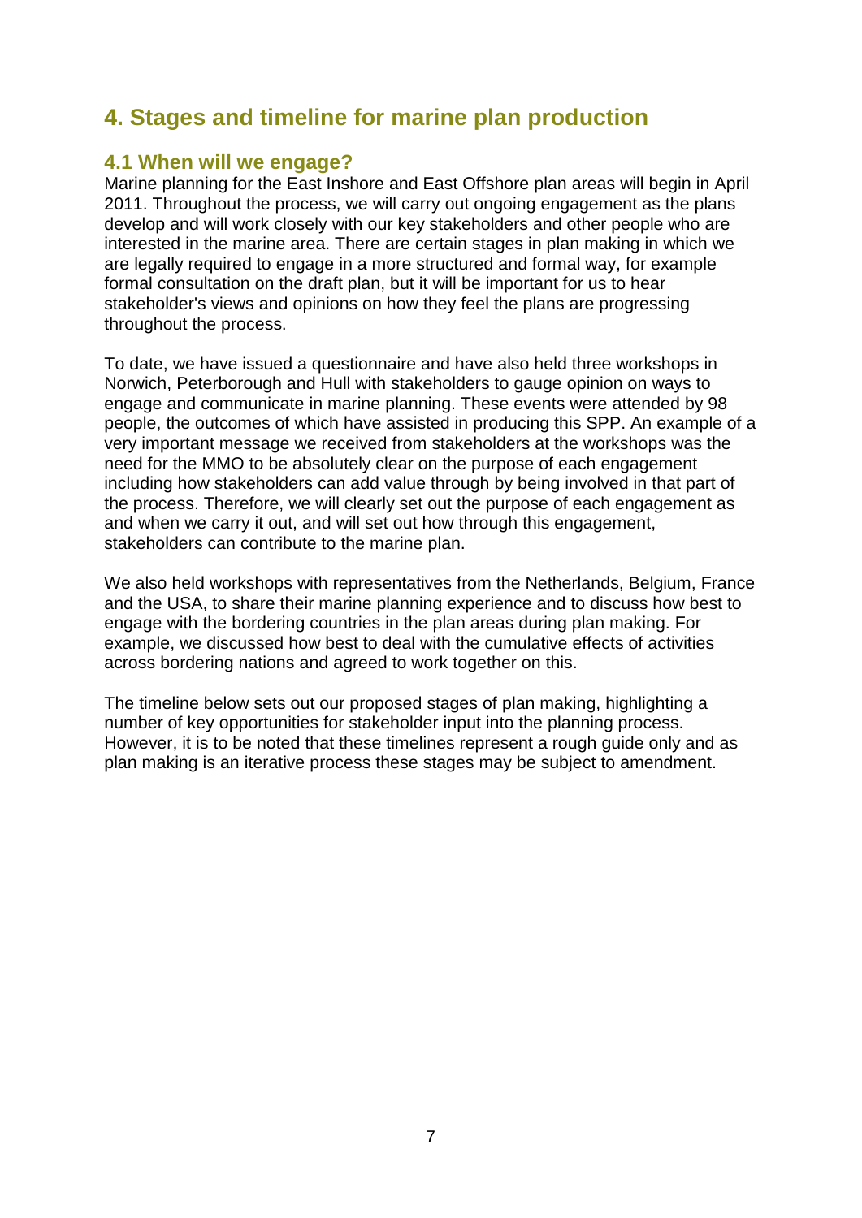# 4. Stages and timeline for marine plan production

## 4.1 When will we engage?

Marine planning for the East Inshore and East Offshore plan areas will begin in April 2011. Throughout the process, we will carry out ongoing engagement as the plans develop and will work closely with our key stakeholders and other people who are interested in the marine area. There are certain stages in plan making in which we are legally required to engage in a more structured and formal way, for example formal consultation on the draft plan, but it will be important for us to hear stakeholder's views and opinions on how they feel the plans are progressing throughout the process.

To date, we have issued a questionnaire and have also held three workshops in Norwich, Peterborough and Hull with stakeholders to gauge opinion on ways to engage and communicate in marine planning. These events were attended by 98 people, the outcomes of which have assisted in producing this SPP. An example of a very important message we received from stakeholders at the workshops was the need for the MMO to be absolutely clear on the purpose of each engagement including how stakeholders can add value through by being involved in that part of the process. Therefore, we will clearly set out the purpose of each engagement as and when we carry it out, and will set out how through this engagement, stakeholders can contribute to the marine plan.

We also held workshops with representatives from the Netherlands, Belgium, France and the USA, to share their marine planning experience and to discuss how best to engage with the bordering countries in the plan areas during plan making. For example, we discussed how best to deal with the cumulative effects of activities across bordering nations and agreed to work together on this.

The timeline below sets out our proposed stages of plan making, highlighting a number of key opportunities for stakeholder input into the planning process. However, it is to be noted that these timelines represent a rough guide only and as plan making is an iterative process these stages may be subject to amendment.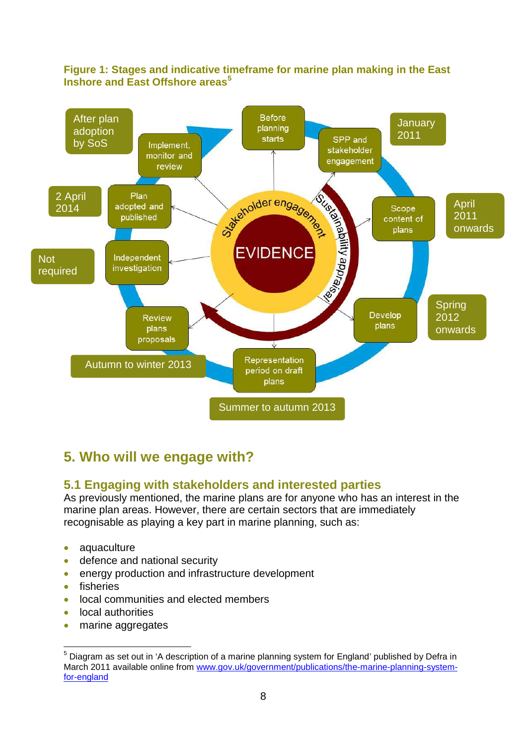**Figure 1: Stages and indicative timeframe for marine plan making in the East Inshore and East Offshore areas[5]**

EVIDENCE

Stakeholder engagement

Sustainability appraisal

- Before planning starts
- SPP and stakeholder engagement — January 2011
- Scope content of plans — April 2011 onwards
- Develop plans — Spring 2012 onwards
- Representation period on draft plans — Summer to autumn 2013
- Review plans proposals — Autumn to winter 2013
- Independent investigation — Not required
- Plan adopted and published — 2 April 2014
- Implement, monitor and review — After plan adoption by SoS

## 5. Who will we engage with?

### 5.1 Engaging with stakeholders and interested parties

As previously mentioned, the marine plans are for anyone who has an interest in the marine plan areas. However, there are certain sectors that are immediately recognisable as playing a key part in marine planning, such as:

- aquaculture
- defence and national security
- energy production and infrastructure development
- fisheries
- local communities and elected members
- local authorities
- marine aggregates

[5] Diagram as set out in 'A description of a marine planning system for England' published by Defra in March 2011 available online from www.gov.uk/government/publications/the-marine-planning-system-for-england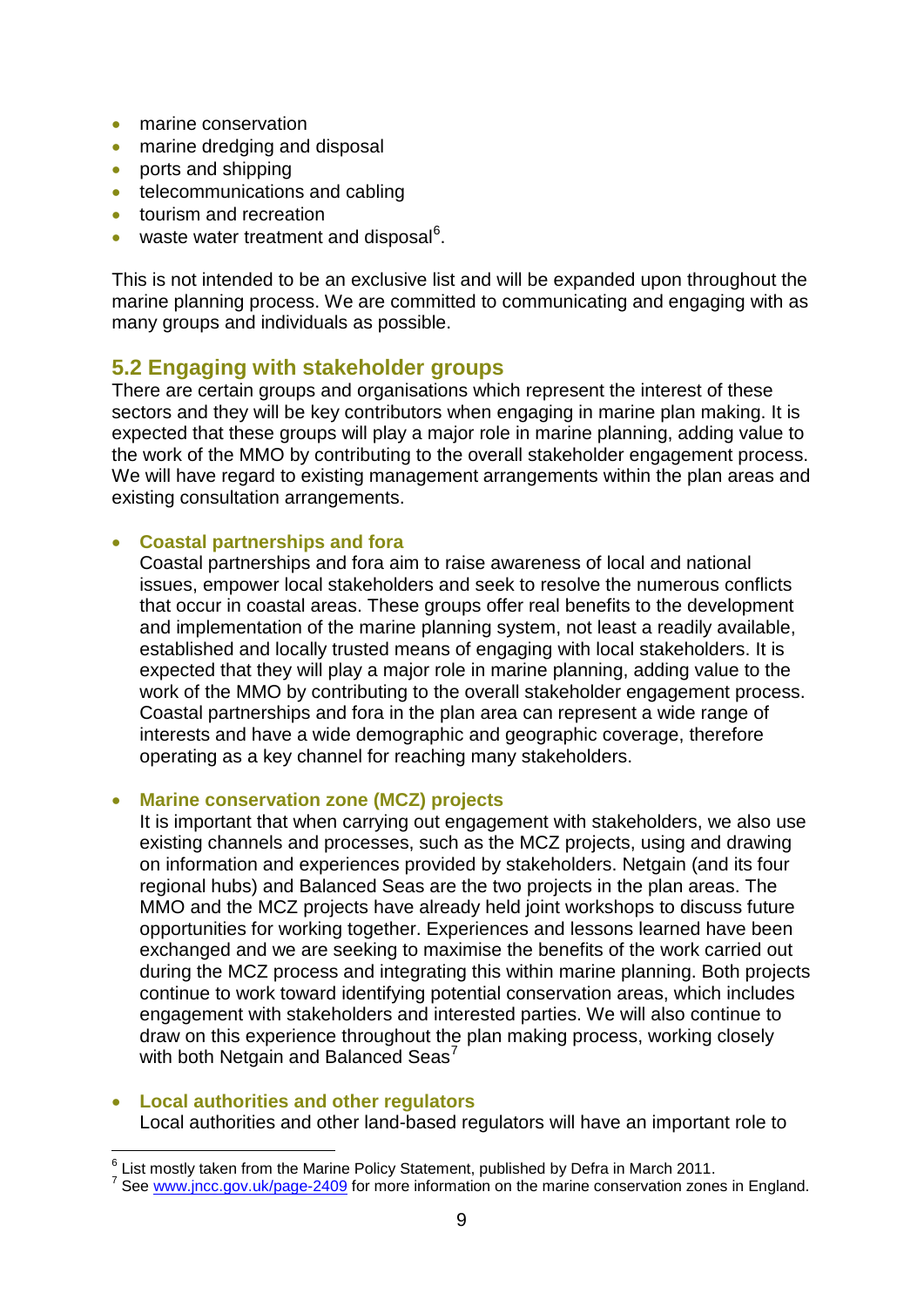- marine conservation
- marine dredging and disposal
- ports and shipping
- telecommunications and cabling
- tourism and recreation
- waste water treatment and disposal[6].

This is not intended to be an exclusive list and will be expanded upon throughout the marine planning process. We are committed to communicating and engaging with as many groups and individuals as possible.

## 5.2 Engaging with stakeholder groups

There are certain groups and organisations which represent the interest of these sectors and they will be key contributors when engaging in marine plan making. It is expected that these groups will play a major role in marine planning, adding value to the work of the MMO by contributing to the overall stakeholder engagement process. We will have regard to existing management arrangements within the plan areas and existing consultation arrangements.

- **Coastal partnerships and fora**
  Coastal partnerships and fora aim to raise awareness of local and national issues, empower local stakeholders and seek to resolve the numerous conflicts that occur in coastal areas. These groups offer real benefits to the development and implementation of the marine planning system, not least a readily available, established and locally trusted means of engaging with local stakeholders. It is expected that they will play a major role in marine planning, adding value to the work of the MMO by contributing to the overall stakeholder engagement process. Coastal partnerships and fora in the plan area can represent a wide range of interests and have a wide demographic and geographic coverage, therefore operating as a key channel for reaching many stakeholders.

- **Marine conservation zone (MCZ) projects**
  It is important that when carrying out engagement with stakeholders, we also use existing channels and processes, such as the MCZ projects, using and drawing on information and experiences provided by stakeholders. Netgain (and its four regional hubs) and Balanced Seas are the two projects in the plan areas. The MMO and the MCZ projects have already held joint workshops to discuss future opportunities for working together. Experiences and lessons learned have been exchanged and we are seeking to maximise the benefits of the work carried out during the MCZ process and integrating this within marine planning. Both projects continue to work toward identifying potential conservation areas, which includes engagement with stakeholders and interested parties. We will also continue to draw on this experience throughout the plan making process, working closely with both Netgain and Balanced Seas[7]

- **Local authorities and other regulators**
  Local authorities and other land-based regulators will have an important role to

---

[6] List mostly taken from the Marine Policy Statement, published by Defra in March 2011.

[7] See www.jncc.gov.uk/page-2409 for more information on the marine conservation zones in England.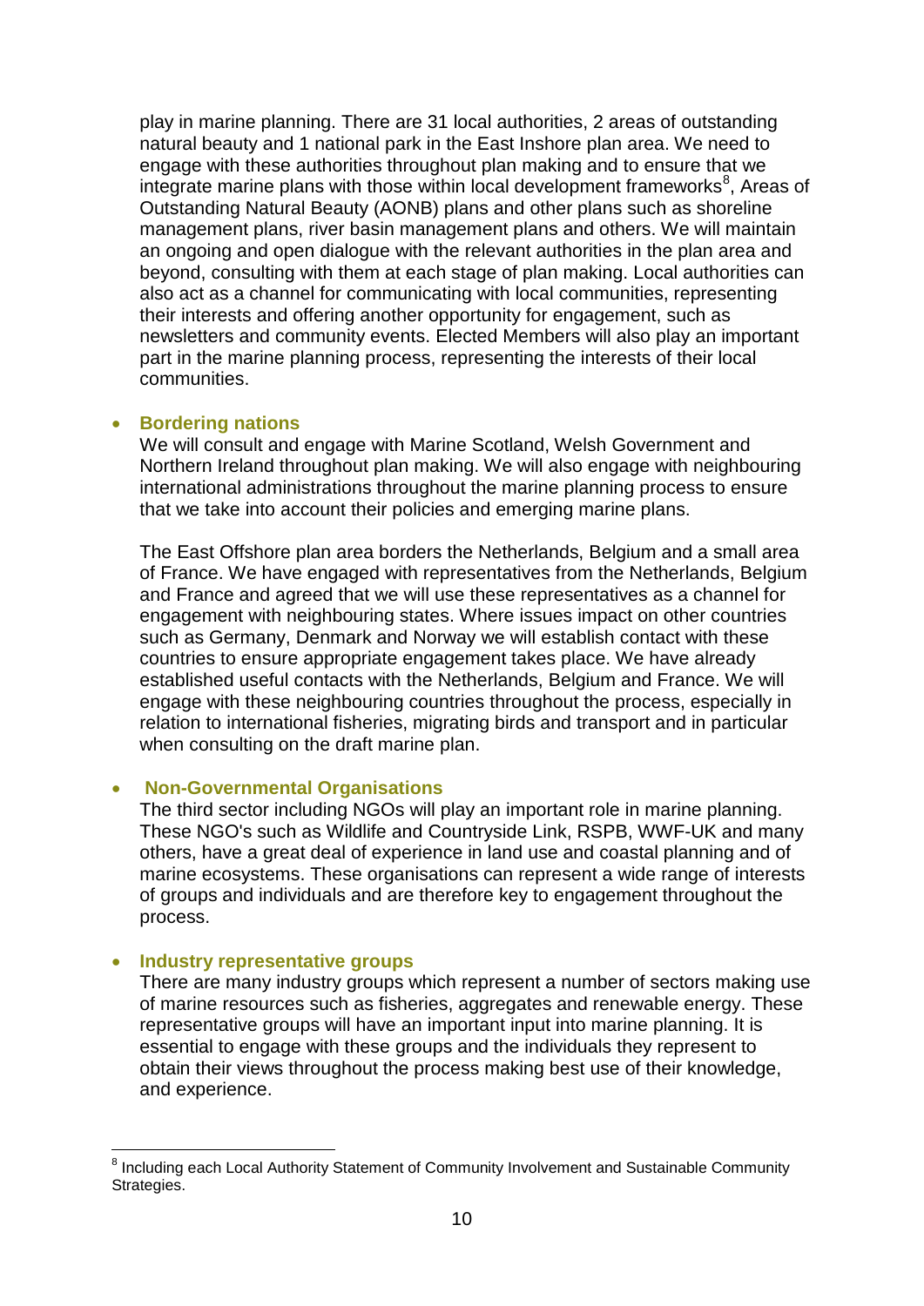play in marine planning. There are 31 local authorities, 2 areas of outstanding natural beauty and 1 national park in the East Inshore plan area. We need to engage with these authorities throughout plan making and to ensure that we integrate marine plans with those within local development frameworks[8], Areas of Outstanding Natural Beauty (AONB) plans and other plans such as shoreline management plans, river basin management plans and others. We will maintain an ongoing and open dialogue with the relevant authorities in the plan area and beyond, consulting with them at each stage of plan making. Local authorities can also act as a channel for communicating with local communities, representing their interests and offering another opportunity for engagement, such as newsletters and community events. Elected Members will also play an important part in the marine planning process, representing the interests of their local communities.

- **Bordering nations**
  We will consult and engage with Marine Scotland, Welsh Government and Northern Ireland throughout plan making. We will also engage with neighbouring international administrations throughout the marine planning process to ensure that we take into account their policies and emerging marine plans.

  The East Offshore plan area borders the Netherlands, Belgium and a small area of France. We have engaged with representatives from the Netherlands, Belgium and France and agreed that we will use these representatives as a channel for engagement with neighbouring states. Where issues impact on other countries such as Germany, Denmark and Norway we will establish contact with these countries to ensure appropriate engagement takes place. We have already established useful contacts with the Netherlands, Belgium and France. We will engage with these neighbouring countries throughout the process, especially in relation to international fisheries, migrating birds and transport and in particular when consulting on the draft marine plan.

- **Non-Governmental Organisations**
  The third sector including NGOs will play an important role in marine planning. These NGO's such as Wildlife and Countryside Link, RSPB, WWF-UK and many others, have a great deal of experience in land use and coastal planning and of marine ecosystems. These organisations can represent a wide range of interests of groups and individuals and are therefore key to engagement throughout the process.

- **Industry representative groups**
  There are many industry groups which represent a number of sectors making use of marine resources such as fisheries, aggregates and renewable energy. These representative groups will have an important input into marine planning. It is essential to engage with these groups and the individuals they represent to obtain their views throughout the process making best use of their knowledge, and experience.

---

[8] Including each Local Authority Statement of Community Involvement and Sustainable Community Strategies.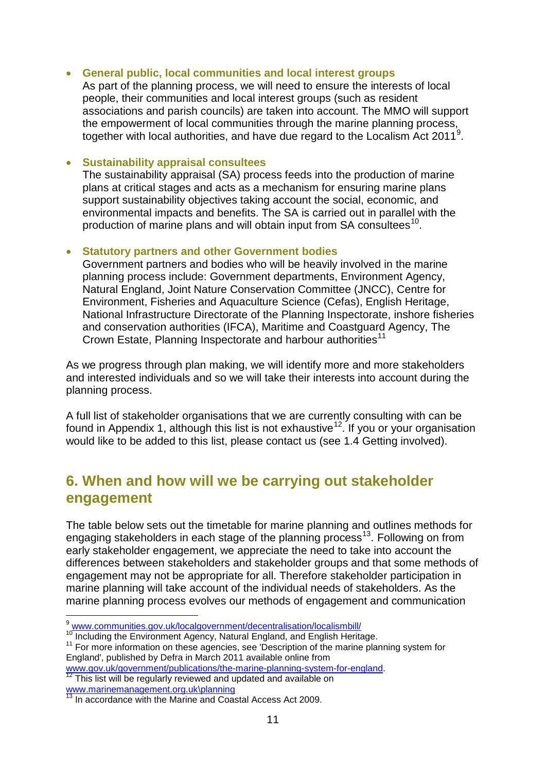- **General public, local communities and local interest groups**
  As part of the planning process, we will need to ensure the interests of local people, their communities and local interest groups (such as resident associations and parish councils) are taken into account. The MMO will support the empowerment of local communities through the marine planning process, together with local authorities, and have due regard to the Localism Act 2011[9].

- **Sustainability appraisal consultees**
  The sustainability appraisal (SA) process feeds into the production of marine plans at critical stages and acts as a mechanism for ensuring marine plans support sustainability objectives taking account the social, economic, and environmental impacts and benefits. The SA is carried out in parallel with the production of marine plans and will obtain input from SA consultees[10].

- **Statutory partners and other Government bodies**
  Government partners and bodies who will be heavily involved in the marine planning process include: Government departments, Environment Agency, Natural England, Joint Nature Conservation Committee (JNCC), Centre for Environment, Fisheries and Aquaculture Science (Cefas), English Heritage, National Infrastructure Directorate of the Planning Inspectorate, inshore fisheries and conservation authorities (IFCA), Maritime and Coastguard Agency, The Crown Estate, Planning Inspectorate and harbour authorities[11]

As we progress through plan making, we will identify more and more stakeholders and interested individuals and so we will take their interests into account during the planning process.

A full list of stakeholder organisations that we are currently consulting with can be found in Appendix 1, although this list is not exhaustive[12]. If you or your organisation would like to be added to this list, please contact us (see 1.4 Getting involved).

## 6. When and how will we be carrying out stakeholder engagement

The table below sets out the timetable for marine planning and outlines methods for engaging stakeholders in each stage of the planning process[13]. Following on from early stakeholder engagement, we appreciate the need to take into account the differences between stakeholders and stakeholder groups and that some methods of engagement may not be appropriate for all. Therefore stakeholder participation in marine planning will take account of the individual needs of stakeholders. As the marine planning process evolves our methods of engagement and communication

---

[9] www.communities.gov.uk/localgovernment/decentralisation/localismbill/

[10] Including the Environment Agency, Natural England, and English Heritage.

[11] For more information on these agencies, see 'Description of the marine planning system for England', published by Defra in March 2011 available online from www.gov.uk/government/publications/the-marine-planning-system-for-england.

[12] This list will be regularly reviewed and updated and available on www.marinemanagement.org.uk\planning

[13] In accordance with the Marine and Coastal Access Act 2009.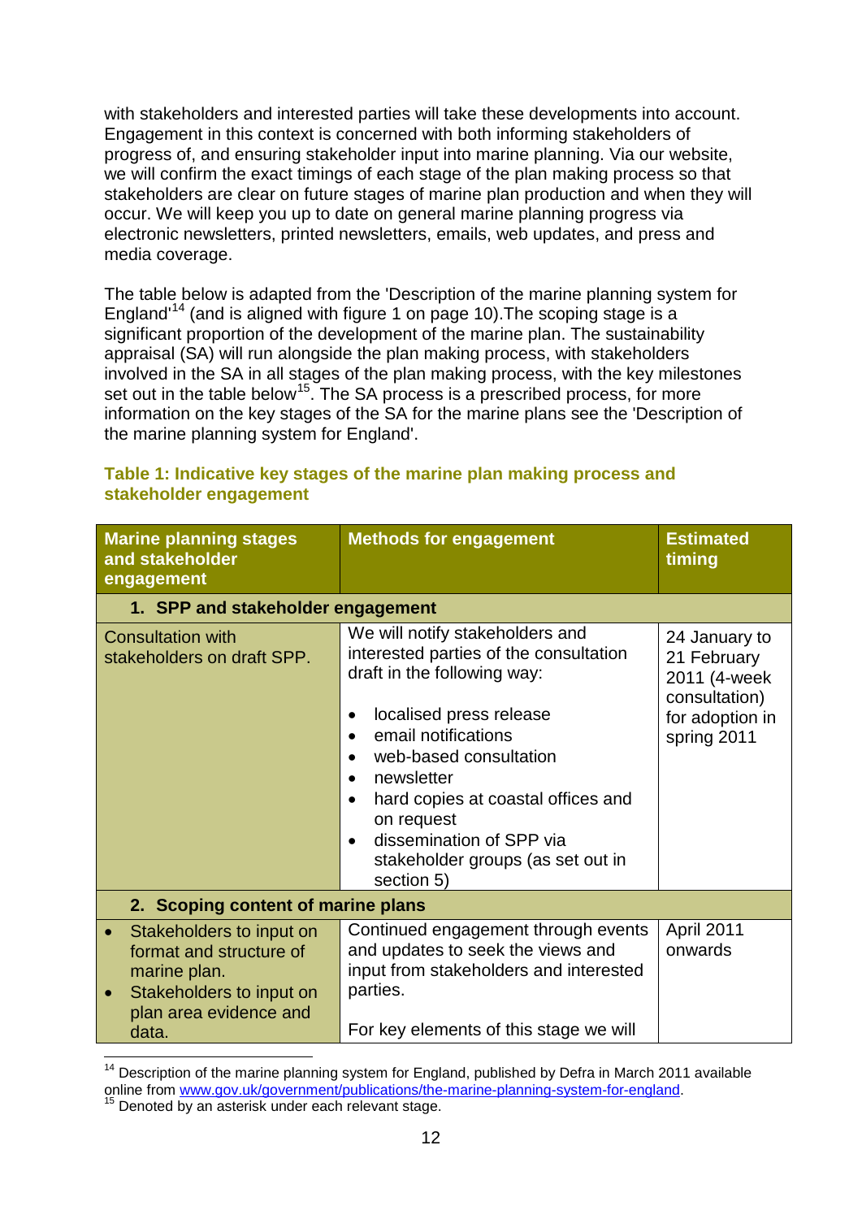with stakeholders and interested parties will take these developments into account. Engagement in this context is concerned with both informing stakeholders of progress of, and ensuring stakeholder input into marine planning. Via our website, we will confirm the exact timings of each stage of the plan making process so that stakeholders are clear on future stages of marine plan production and when they will occur. We will keep you up to date on general marine planning progress via electronic newsletters, printed newsletters, emails, web updates, and press and media coverage.

The table below is adapted from the 'Description of the marine planning system for England'[14] (and is aligned with figure 1 on page 10).The scoping stage is a significant proportion of the development of the marine plan. The sustainability appraisal (SA) will run alongside the plan making process, with stakeholders involved in the SA in all stages of the plan making process, with the key milestones set out in the table below[15]. The SA process is a prescribed process, for more information on the key stages of the SA for the marine plans see the 'Description of the marine planning system for England'.

**Table 1: Indicative key stages of the marine plan making process and stakeholder engagement**

| Marine planning stages and stakeholder engagement | Methods for engagement | Estimated timing |
|---|---|---|
| **1. SPP and stakeholder engagement** | | |
| Consultation with stakeholders on draft SPP. | We will notify stakeholders and interested parties of the consultation draft in the following way:<br>• localised press release<br>• email notifications<br>• web-based consultation<br>• newsletter<br>• hard copies at coastal offices and on request<br>• dissemination of SPP via stakeholder groups (as set out in section 5) | 24 January to 21 February 2011 (4-week consultation) for adoption in spring 2011 |
| **2. Scoping content of marine plans** | | |
| • Stakeholders to input on format and structure of marine plan.<br>• Stakeholders to input on plan area evidence and data. | Continued engagement through events and updates to seek the views and input from stakeholders and interested parties.<br><br>For key elements of this stage we will | April 2011 onwards |

[14] Description of the marine planning system for England, published by Defra in March 2011 available online from www.gov.uk/government/publications/the-marine-planning-system-for-england.
[15] Denoted by an asterisk under each relevant stage.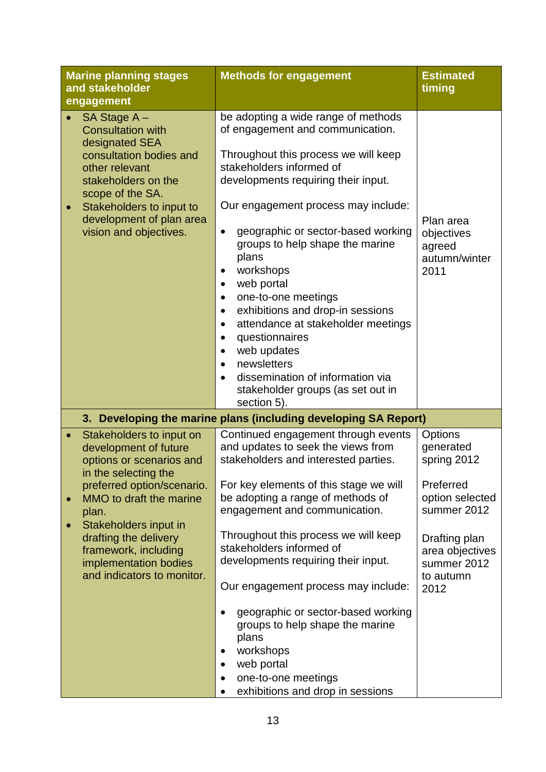| Marine planning stages and stakeholder engagement | Methods for engagement | Estimated timing |
|---|---|---|
| • SA Stage A – Consultation with designated SEA consultation bodies and other relevant stakeholders on the scope of the SA.<br>• Stakeholders to input to development of plan area vision and objectives. | be adopting a wide range of methods of engagement and communication.<br><br>Throughout this process we will keep stakeholders informed of developments requiring their input.<br><br>Our engagement process may include:<br><br>• geographic or sector-based working groups to help shape the marine plans<br>• workshops<br>• web portal<br>• one-to-one meetings<br>• exhibitions and drop-in sessions<br>• attendance at stakeholder meetings<br>• questionnaires<br>• web updates<br>• newsletters<br>• dissemination of information via stakeholder groups (as set out in section 5). | Plan area objectives agreed autumn/winter 2011 |
| **3. Developing the marine plans (including developing SA Report)** | | |
| • Stakeholders to input on development of future options or scenarios and in the selecting the preferred option/scenario.<br>• MMO to draft the marine plan.<br>• Stakeholders input in drafting the delivery framework, including implementation bodies and indicators to monitor. | Continued engagement through events and updates to seek the views from stakeholders and interested parties.<br><br>For key elements of this stage we will be adopting a range of methods of engagement and communication.<br><br>Throughout this process we will keep stakeholders informed of developments requiring their input.<br><br>Our engagement process may include:<br><br>• geographic or sector-based working groups to help shape the marine plans<br>• workshops<br>• web portal<br>• one-to-one meetings<br>• exhibitions and drop in sessions | Options generated spring 2012<br><br>Preferred option selected summer 2012<br><br>Drafting plan area objectives summer 2012 to autumn 2012 |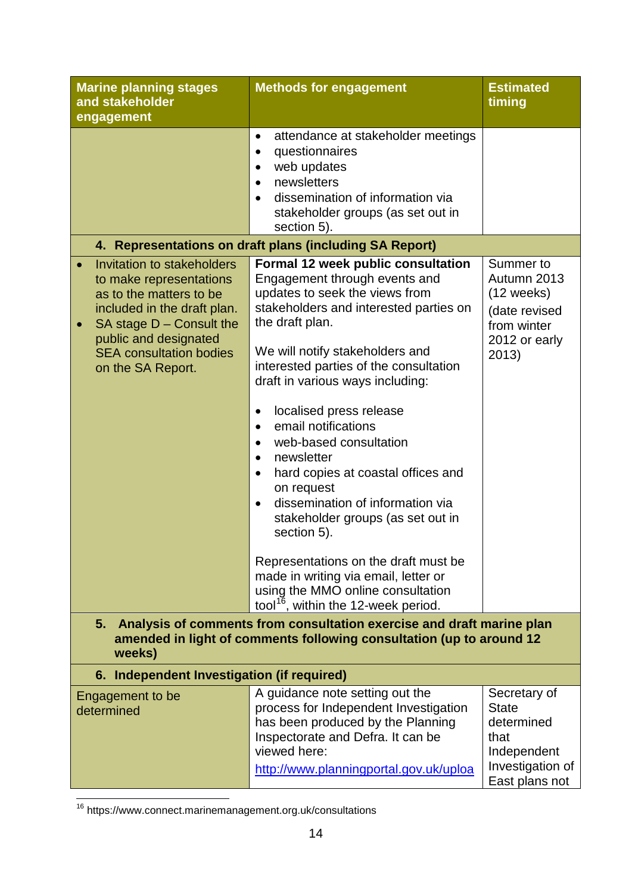| Marine planning stages and stakeholder engagement | Methods for engagement | Estimated timing |
|---|---|---|
| | • attendance at stakeholder meetings<br>• questionnaires<br>• web updates<br>• newsletters<br>• dissemination of information via stakeholder groups (as set out in section 5). | |
| **4. Representations on draft plans (including SA Report)** | | |
| • Invitation to stakeholders to make representations as to the matters to be included in the draft plan.<br>• SA stage D – Consult the public and designated SEA consultation bodies on the SA Report. | **Formal 12 week public consultation**<br>Engagement through events and updates to seek the views from stakeholders and interested parties on the draft plan.<br><br>We will notify stakeholders and interested parties of the consultation draft in various ways including:<br><br>• localised press release<br>• email notifications<br>• web-based consultation<br>• newsletter<br>• hard copies at coastal offices and on request<br>• dissemination of information via stakeholder groups (as set out in section 5).<br><br>Representations on the draft must be made in writing via email, letter or using the MMO online consultation tool[16], within the 12-week period. | Summer to Autumn 2013 (12 weeks)<br>(date revised from winter 2012 or early 2013) |
| **5. Analysis of comments from consultation exercise and draft marine plan amended in light of comments following consultation (up to around 12 weeks)** | | |
| **6. Independent Investigation (if required)** | | |
| Engagement to be determined | A guidance note setting out the process for Independent Investigation has been produced by the Planning Inspectorate and Defra. It can be viewed here:<br>http://www.planningportal.gov.uk/uploa | Secretary of State determined that Independent Investigation of East plans not |

[16] https://www.connect.marinemanagement.org.uk/consultations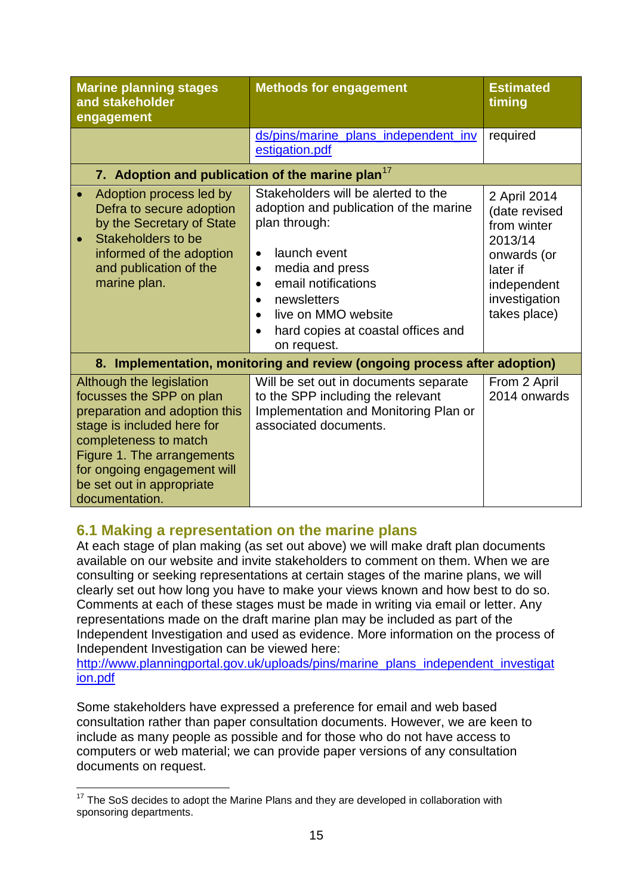| Marine planning stages and stakeholder engagement | Methods for engagement | Estimated timing |
|---|---|---|
| | ds/pins/marine_plans_independent_investigation.pdf | required |
| **7. Adoption and publication of the marine plan[17]** | | |
| • Adoption process led by Defra to secure adoption by the Secretary of State<br>• Stakeholders to be informed of the adoption and publication of the marine plan. | Stakeholders will be alerted to the adoption and publication of the marine plan through:<br>• launch event<br>• media and press<br>• email notifications<br>• newsletters<br>• live on MMO website<br>• hard copies at coastal offices and on request. | 2 April 2014 (date revised from winter 2013/14 onwards (or later if independent investigation takes place) |
| **8. Implementation, monitoring and review (ongoing process after adoption)** | | |
| Although the legislation focusses the SPP on plan preparation and adoption this stage is included here for completeness to match Figure 1. The arrangements for ongoing engagement will be set out in appropriate documentation. | Will be set out in documents separate to the SPP including the relevant Implementation and Monitoring Plan or associated documents. | From 2 April 2014 onwards |

## 6.1 Making a representation on the marine plans

At each stage of plan making (as set out above) we will make draft plan documents available on our website and invite stakeholders to comment on them. When we are consulting or seeking representations at certain stages of the marine plans, we will clearly set out how long you have to make your views known and how best to do so. Comments at each of these stages must be made in writing via email or letter. Any representations made on the draft marine plan may be included as part of the Independent Investigation and used as evidence. More information on the process of Independent Investigation can be viewed here:
http://www.planningportal.gov.uk/uploads/pins/marine_plans_independent_investigation.pdf

Some stakeholders have expressed a preference for email and web based consultation rather than paper consultation documents. However, we are keen to include as many people as possible and for those who do not have access to computers or web material; we can provide paper versions of any consultation documents on request.

[17] The SoS decides to adopt the Marine Plans and they are developed in collaboration with sponsoring departments.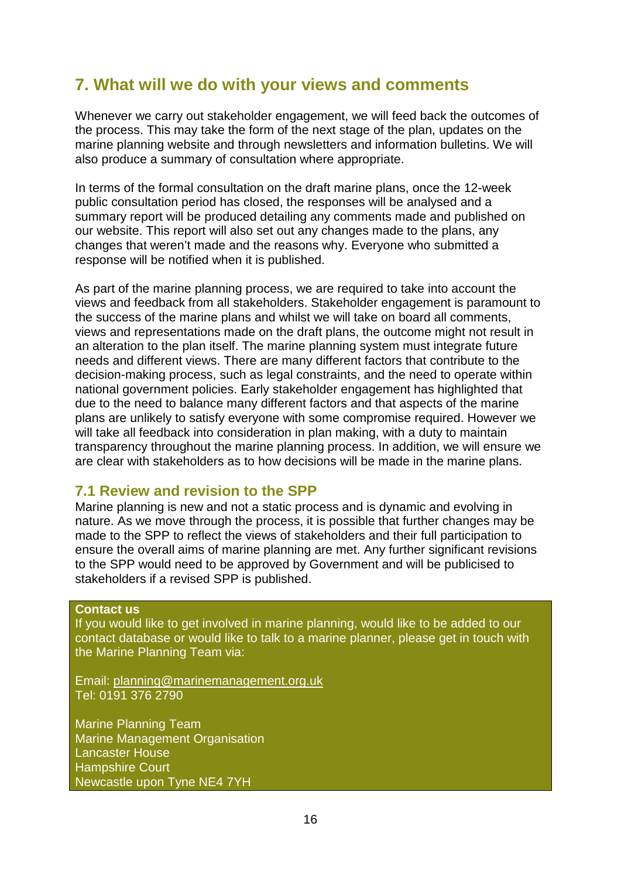## 7. What will we do with your views and comments

Whenever we carry out stakeholder engagement, we will feed back the outcomes of the process. This may take the form of the next stage of the plan, updates on the marine planning website and through newsletters and information bulletins. We will also produce a summary of consultation where appropriate.

In terms of the formal consultation on the draft marine plans, once the 12-week public consultation period has closed, the responses will be analysed and a summary report will be produced detailing any comments made and published on our website. This report will also set out any changes made to the plans, any changes that weren't made and the reasons why. Everyone who submitted a response will be notified when it is published.

As part of the marine planning process, we are required to take into account the views and feedback from all stakeholders. Stakeholder engagement is paramount to the success of the marine plans and whilst we will take on board all comments, views and representations made on the draft plans, the outcome might not result in an alteration to the plan itself. The marine planning system must integrate future needs and different views. There are many different factors that contribute to the decision-making process, such as legal constraints, and the need to operate within national government policies. Early stakeholder engagement has highlighted that due to the need to balance many different factors and that aspects of the marine plans are unlikely to satisfy everyone with some compromise required. However we will take all feedback into consideration in plan making, with a duty to maintain transparency throughout the marine planning process. In addition, we will ensure we are clear with stakeholders as to how decisions will be made in the marine plans.

### 7.1 Review and revision to the SPP

Marine planning is new and not a static process and is dynamic and evolving in nature. As we move through the process, it is possible that further changes may be made to the SPP to reflect the views of stakeholders and their full participation to ensure the overall aims of marine planning are met. Any further significant revisions to the SPP would need to be approved by Government and will be publicised to stakeholders if a revised SPP is published.

**Contact us**

If you would like to get involved in marine planning, would like to be added to our contact database or would like to talk to a marine planner, please get in touch with the Marine Planning Team via:

Email: planning@marinemanagement.org.uk
Tel: 0191 376 2790

Marine Planning Team
Marine Management Organisation
Lancaster House
Hampshire Court
Newcastle upon Tyne NE4 7YH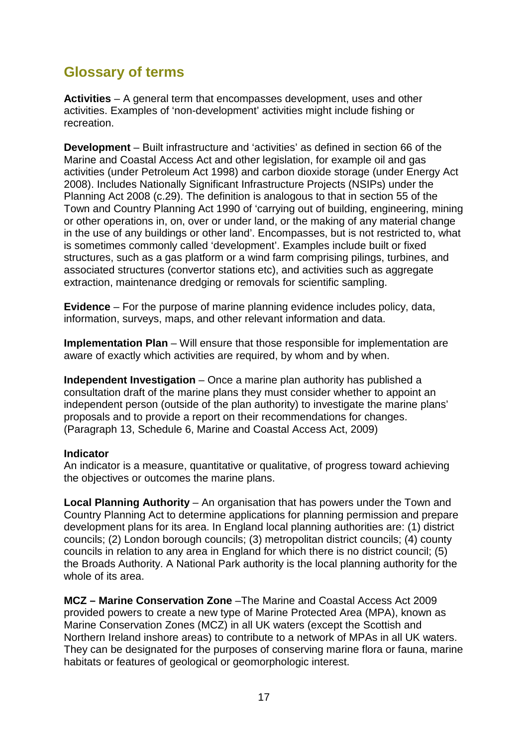## Glossary of terms

**Activities** – A general term that encompasses development, uses and other activities. Examples of 'non-development' activities might include fishing or recreation.

**Development** – Built infrastructure and 'activities' as defined in section 66 of the Marine and Coastal Access Act and other legislation, for example oil and gas activities (under Petroleum Act 1998) and carbon dioxide storage (under Energy Act 2008). Includes Nationally Significant Infrastructure Projects (NSIPs) under the Planning Act 2008 (c.29). The definition is analogous to that in section 55 of the Town and Country Planning Act 1990 of 'carrying out of building, engineering, mining or other operations in, on, over or under land, or the making of any material change in the use of any buildings or other land'. Encompasses, but is not restricted to, what is sometimes commonly called 'development'. Examples include built or fixed structures, such as a gas platform or a wind farm comprising pilings, turbines, and associated structures (convertor stations etc), and activities such as aggregate extraction, maintenance dredging or removals for scientific sampling.

**Evidence** – For the purpose of marine planning evidence includes policy, data, information, surveys, maps, and other relevant information and data.

**Implementation Plan** – Will ensure that those responsible for implementation are aware of exactly which activities are required, by whom and by when.

**Independent Investigation** – Once a marine plan authority has published a consultation draft of the marine plans they must consider whether to appoint an independent person (outside of the plan authority) to investigate the marine plans' proposals and to provide a report on their recommendations for changes. (Paragraph 13, Schedule 6, Marine and Coastal Access Act, 2009)

**Indicator**
An indicator is a measure, quantitative or qualitative, of progress toward achieving the objectives or outcomes the marine plans.

**Local Planning Authority** – An organisation that has powers under the Town and Country Planning Act to determine applications for planning permission and prepare development plans for its area. In England local planning authorities are: (1) district councils; (2) London borough councils; (3) metropolitan district councils; (4) county councils in relation to any area in England for which there is no district council; (5) the Broads Authority. A National Park authority is the local planning authority for the whole of its area.

**MCZ – Marine Conservation Zone** –The Marine and Coastal Access Act 2009 provided powers to create a new type of Marine Protected Area (MPA), known as Marine Conservation Zones (MCZ) in all UK waters (except the Scottish and Northern Ireland inshore areas) to contribute to a network of MPAs in all UK waters. They can be designated for the purposes of conserving marine flora or fauna, marine habitats or features of geological or geomorphologic interest.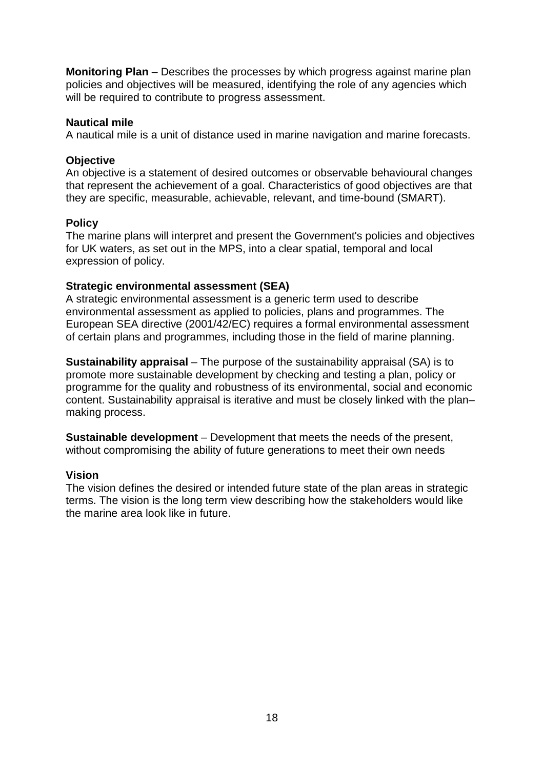**Monitoring Plan** – Describes the processes by which progress against marine plan policies and objectives will be measured, identifying the role of any agencies which will be required to contribute to progress assessment.

**Nautical mile**
A nautical mile is a unit of distance used in marine navigation and marine forecasts.

**Objective**
An objective is a statement of desired outcomes or observable behavioural changes that represent the achievement of a goal. Characteristics of good objectives are that they are specific, measurable, achievable, relevant, and time-bound (SMART).

**Policy**
The marine plans will interpret and present the Government's policies and objectives for UK waters, as set out in the MPS, into a clear spatial, temporal and local expression of policy.

**Strategic environmental assessment (SEA)**
A strategic environmental assessment is a generic term used to describe environmental assessment as applied to policies, plans and programmes. The European SEA directive (2001/42/EC) requires a formal environmental assessment of certain plans and programmes, including those in the field of marine planning.

**Sustainability appraisal** – The purpose of the sustainability appraisal (SA) is to promote more sustainable development by checking and testing a plan, policy or programme for the quality and robustness of its environmental, social and economic content. Sustainability appraisal is iterative and must be closely linked with the plan–making process.

**Sustainable development** – Development that meets the needs of the present, without compromising the ability of future generations to meet their own needs

**Vision**
The vision defines the desired or intended future state of the plan areas in strategic terms. The vision is the long term view describing how the stakeholders would like the marine area look like in future.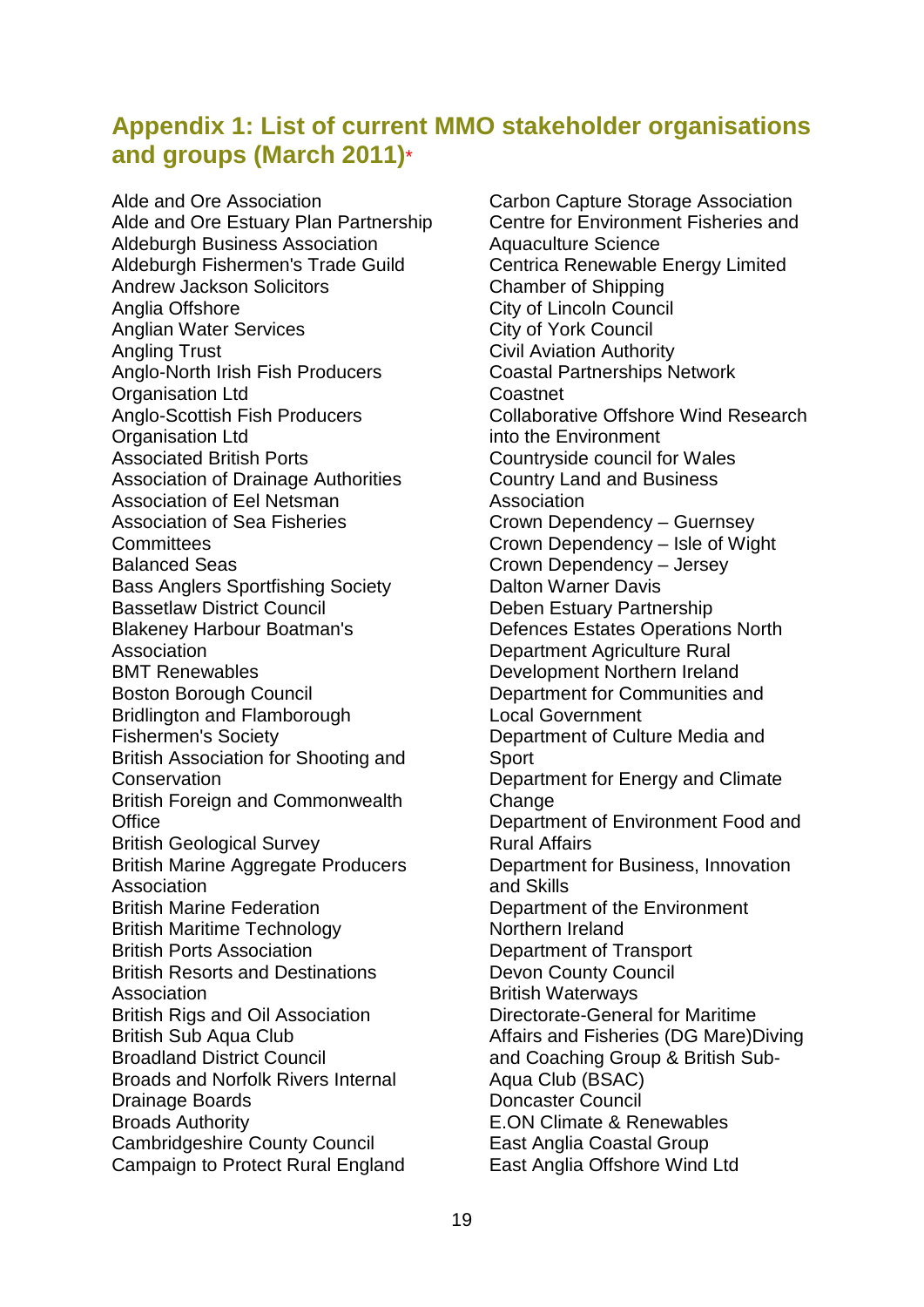## Appendix 1: List of current MMO stakeholder organisations and groups (March 2011)*

Alde and Ore Association
Alde and Ore Estuary Plan Partnership
Aldeburgh Business Association
Aldeburgh Fishermen's Trade Guild
Andrew Jackson Solicitors
Anglia Offshore
Anglian Water Services
Angling Trust
Anglo-North Irish Fish Producers Organisation Ltd
Anglo-Scottish Fish Producers Organisation Ltd
Associated British Ports
Association of Drainage Authorities
Association of Eel Netsman
Association of Sea Fisheries Committees
Balanced Seas
Bass Anglers Sportfishing Society
Bassetlaw District Council
Blakeney Harbour Boatman's Association
BMT Renewables
Boston Borough Council
Bridlington and Flamborough Fishermen's Society
British Association for Shooting and Conservation
British Foreign and Commonwealth Office
British Geological Survey
British Marine Aggregate Producers Association
British Marine Federation
British Maritime Technology
British Ports Association
British Resorts and Destinations Association
British Rigs and Oil Association
British Sub Aqua Club
Broadland District Council
Broads and Norfolk Rivers Internal Drainage Boards
Broads Authority
Cambridgeshire County Council
Campaign to Protect Rural England
Carbon Capture Storage Association
Centre for Environment Fisheries and Aquaculture Science
Centrica Renewable Energy Limited
Chamber of Shipping
City of Lincoln Council
City of York Council
Civil Aviation Authority
Coastal Partnerships Network
Coastnet
Collaborative Offshore Wind Research into the Environment
Countryside council for Wales
Country Land and Business Association
Crown Dependency – Guernsey
Crown Dependency – Isle of Wight
Crown Dependency – Jersey
Dalton Warner Davis
Deben Estuary Partnership
Defences Estates Operations North
Department Agriculture Rural Development Northern Ireland
Department for Communities and Local Government
Department of Culture Media and Sport
Department for Energy and Climate Change
Department of Environment Food and Rural Affairs
Department for Business, Innovation and Skills
Department of the Environment Northern Ireland
Department of Transport
Devon County Council
British Waterways
Directorate-General for Maritime Affairs and Fisheries (DG Mare)Diving and Coaching Group & British Sub-Aqua Club (BSAC)
Doncaster Council
E.ON Climate & Renewables
East Anglia Coastal Group
East Anglia Offshore Wind Ltd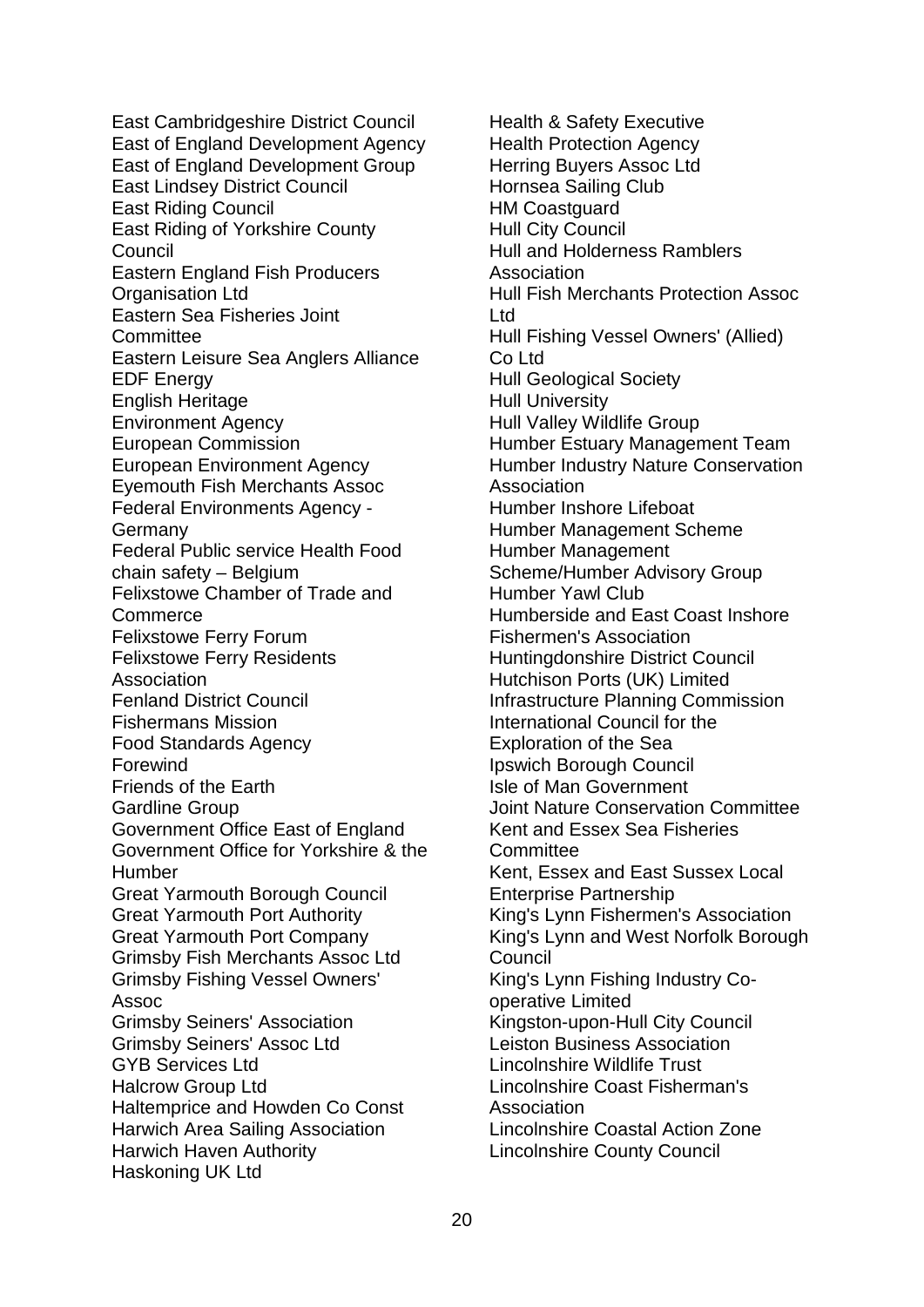East Cambridgeshire District Council
East of England Development Agency
East of England Development Group
East Lindsey District Council
East Riding Council
East Riding of Yorkshire County Council
Eastern England Fish Producers Organisation Ltd
Eastern Sea Fisheries Joint Committee
Eastern Leisure Sea Anglers Alliance
EDF Energy
English Heritage
Environment Agency
European Commission
European Environment Agency
Eyemouth Fish Merchants Assoc
Federal Environments Agency - Germany
Federal Public service Health Food chain safety – Belgium
Felixstowe Chamber of Trade and Commerce
Felixstowe Ferry Forum
Felixstowe Ferry Residents Association
Fenland District Council
Fishermans Mission
Food Standards Agency
Forewind
Friends of the Earth
Gardline Group
Government Office East of England
Government Office for Yorkshire & the Humber
Great Yarmouth Borough Council
Great Yarmouth Port Authority
Great Yarmouth Port Company
Grimsby Fish Merchants Assoc Ltd
Grimsby Fishing Vessel Owners' Assoc
Grimsby Seiners' Association
Grimsby Seiners' Assoc Ltd
GYB Services Ltd
Halcrow Group Ltd
Haltemprice and Howden Co Const
Harwich Area Sailing Association
Harwich Haven Authority
Haskoning UK Ltd
Health & Safety Executive
Health Protection Agency
Herring Buyers Assoc Ltd
Hornsea Sailing Club
HM Coastguard
Hull City Council
Hull and Holderness Ramblers Association
Hull Fish Merchants Protection Assoc Ltd
Hull Fishing Vessel Owners' (Allied) Co Ltd
Hull Geological Society
Hull University
Hull Valley Wildlife Group
Humber Estuary Management Team
Humber Industry Nature Conservation Association
Humber Inshore Lifeboat
Humber Management Scheme
Humber Management Scheme/Humber Advisory Group
Humber Yawl Club
Humberside and East Coast Inshore Fishermen's Association
Huntingdonshire District Council
Hutchison Ports (UK) Limited
Infrastructure Planning Commission
International Council for the Exploration of the Sea
Ipswich Borough Council
Isle of Man Government
Joint Nature Conservation Committee
Kent and Essex Sea Fisheries Committee
Kent, Essex and East Sussex Local Enterprise Partnership
King's Lynn Fishermen's Association
King's Lynn and West Norfolk Borough Council
King's Lynn Fishing Industry Co-operative Limited
Kingston-upon-Hull City Council
Leiston Business Association
Lincolnshire Wildlife Trust
Lincolnshire Coast Fisherman's Association
Lincolnshire Coastal Action Zone
Lincolnshire County Council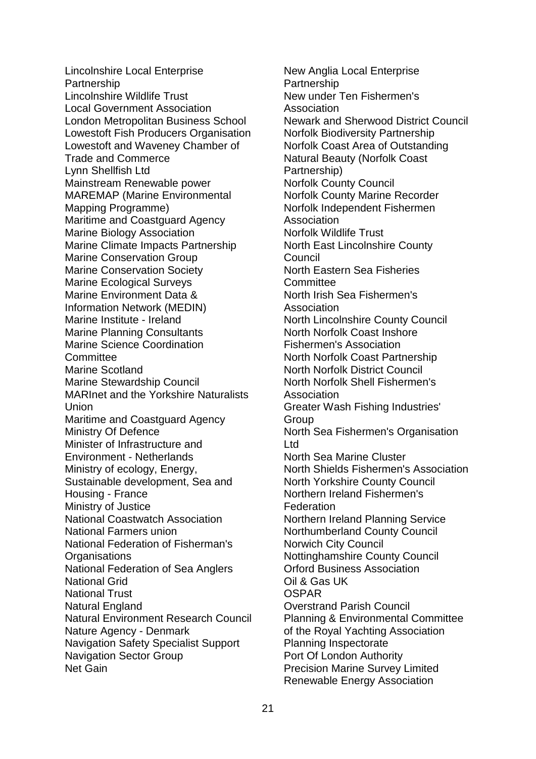Lincolnshire Local Enterprise Partnership
Lincolnshire Wildlife Trust
Local Government Association
London Metropolitan Business School
Lowestoft Fish Producers Organisation
Lowestoft and Waveney Chamber of Trade and Commerce
Lynn Shellfish Ltd
Mainstream Renewable power
MAREMAP (Marine Environmental Mapping Programme)
Maritime and Coastguard Agency
Marine Biology Association
Marine Climate Impacts Partnership
Marine Conservation Group
Marine Conservation Society
Marine Ecological Surveys
Marine Environment Data & Information Network (MEDIN)
Marine Institute - Ireland
Marine Planning Consultants
Marine Science Coordination Committee
Marine Scotland
Marine Stewardship Council
MARInet and the Yorkshire Naturalists Union
Maritime and Coastguard Agency
Ministry Of Defence
Minister of Infrastructure and Environment - Netherlands
Ministry of ecology, Energy, Sustainable development, Sea and Housing - France
Ministry of Justice
National Coastwatch Association
National Farmers union
National Federation of Fisherman's Organisations
National Federation of Sea Anglers
National Grid
National Trust
Natural England
Natural Environment Research Council
Nature Agency - Denmark
Navigation Safety Specialist Support
Navigation Sector Group
Net Gain
New Anglia Local Enterprise Partnership
New under Ten Fishermen's Association
Newark and Sherwood District Council
Norfolk Biodiversity Partnership
Norfolk Coast Area of Outstanding Natural Beauty (Norfolk Coast Partnership)
Norfolk County Council
Norfolk County Marine Recorder
Norfolk Independent Fishermen Association
Norfolk Wildlife Trust
North East Lincolnshire County Council
North Eastern Sea Fisheries Committee
North Irish Sea Fishermen's Association
North Lincolnshire County Council
North Norfolk Coast Inshore Fishermen's Association
North Norfolk Coast Partnership
North Norfolk District Council
North Norfolk Shell Fishermen's Association
Greater Wash Fishing Industries' Group
North Sea Fishermen's Organisation Ltd
North Sea Marine Cluster
North Shields Fishermen's Association
North Yorkshire County Council
Northern Ireland Fishermen's Federation
Northern Ireland Planning Service
Northumberland County Council
Norwich City Council
Nottinghamshire County Council
Orford Business Association
Oil & Gas UK
OSPAR
Overstrand Parish Council
Planning & Environmental Committee of the Royal Yachting Association
Planning Inspectorate
Port Of London Authority
Precision Marine Survey Limited
Renewable Energy Association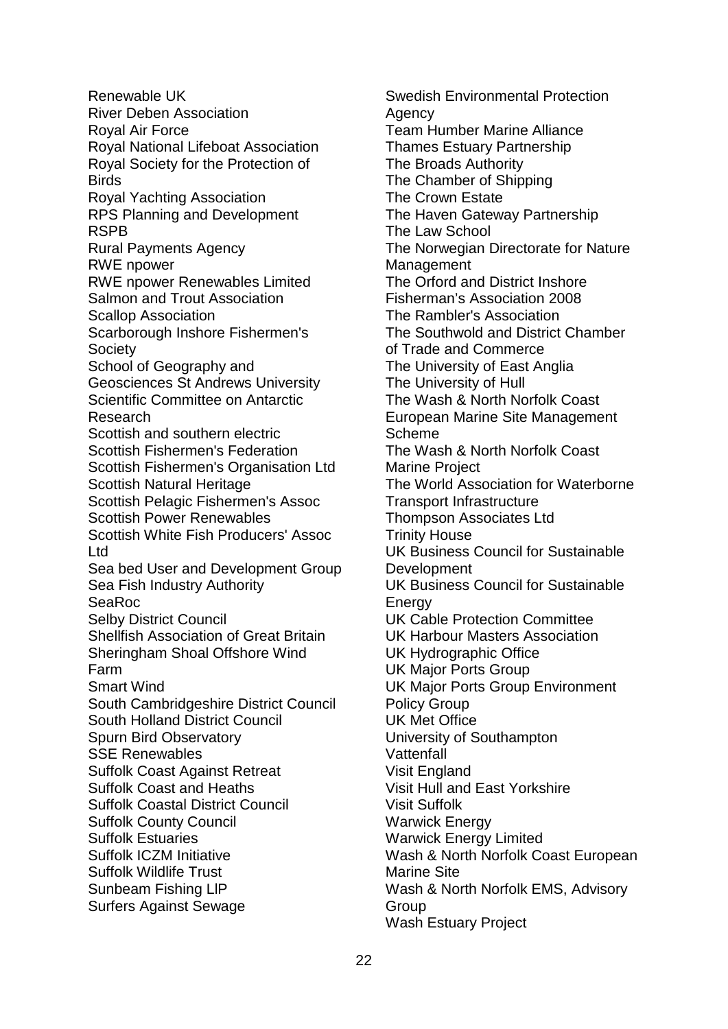Renewable UK
River Deben Association
Royal Air Force
Royal National Lifeboat Association
Royal Society for the Protection of Birds
Royal Yachting Association
RPS Planning and Development
RSPB
Rural Payments Agency
RWE npower
RWE npower Renewables Limited
Salmon and Trout Association
Scallop Association
Scarborough Inshore Fishermen's Society
School of Geography and Geosciences St Andrews University
Scientific Committee on Antarctic Research
Scottish and southern electric
Scottish Fishermen's Federation
Scottish Fishermen's Organisation Ltd
Scottish Natural Heritage
Scottish Pelagic Fishermen's Assoc
Scottish Power Renewables
Scottish White Fish Producers' Assoc Ltd
Sea bed User and Development Group
Sea Fish Industry Authority
SeaRoc
Selby District Council
Shellfish Association of Great Britain
Sheringham Shoal Offshore Wind Farm
Smart Wind
South Cambridgeshire District Council
South Holland District Council
Spurn Bird Observatory
SSE Renewables
Suffolk Coast Against Retreat
Suffolk Coast and Heaths
Suffolk Coastal District Council
Suffolk County Council
Suffolk Estuaries
Suffolk ICZM Initiative
Suffolk Wildlife Trust
Sunbeam Fishing LlP
Surfers Against Sewage
Swedish Environmental Protection Agency
Team Humber Marine Alliance
Thames Estuary Partnership
The Broads Authority
The Chamber of Shipping
The Crown Estate
The Haven Gateway Partnership
The Law School
The Norwegian Directorate for Nature Management
The Orford and District Inshore Fisherman's Association 2008
The Rambler's Association
The Southwold and District Chamber of Trade and Commerce
The University of East Anglia
The University of Hull
The Wash & North Norfolk Coast European Marine Site Management Scheme
The Wash & North Norfolk Coast Marine Project
The World Association for Waterborne Transport Infrastructure
Thompson Associates Ltd
Trinity House
UK Business Council for Sustainable Development
UK Business Council for Sustainable Energy
UK Cable Protection Committee
UK Harbour Masters Association
UK Hydrographic Office
UK Major Ports Group
UK Major Ports Group Environment Policy Group
UK Met Office
University of Southampton
Vattenfall
Visit England
Visit Hull and East Yorkshire
Visit Suffolk
Warwick Energy
Warwick Energy Limited
Wash & North Norfolk Coast European Marine Site
Wash & North Norfolk EMS, Advisory Group
Wash Estuary Project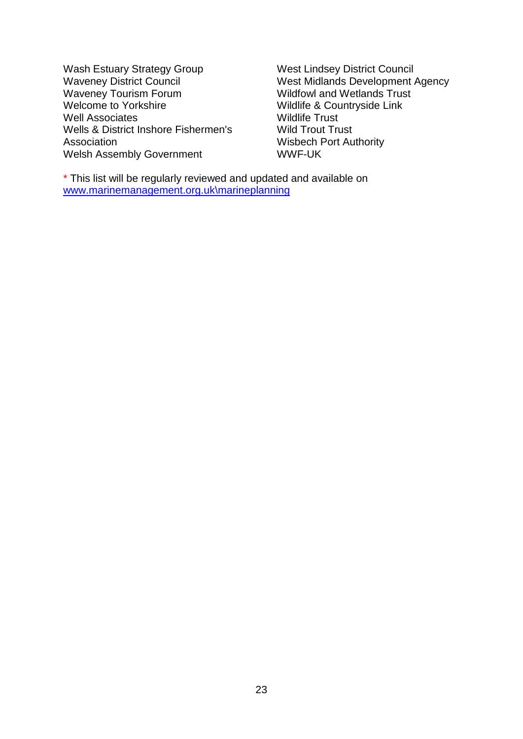Wash Estuary Strategy Group
Waveney District Council
Waveney Tourism Forum
Welcome to Yorkshire
Well Associates
Wells & District Inshore Fishermen's Association
Welsh Assembly Government
West Lindsey District Council
West Midlands Development Agency
Wildfowl and Wetlands Trust
Wildlife & Countryside Link
Wildlife Trust
Wild Trout Trust
Wisbech Port Authority
WWF-UK

* This list will be regularly reviewed and updated and available on www.marinemanagement.org.uk\marineplanning